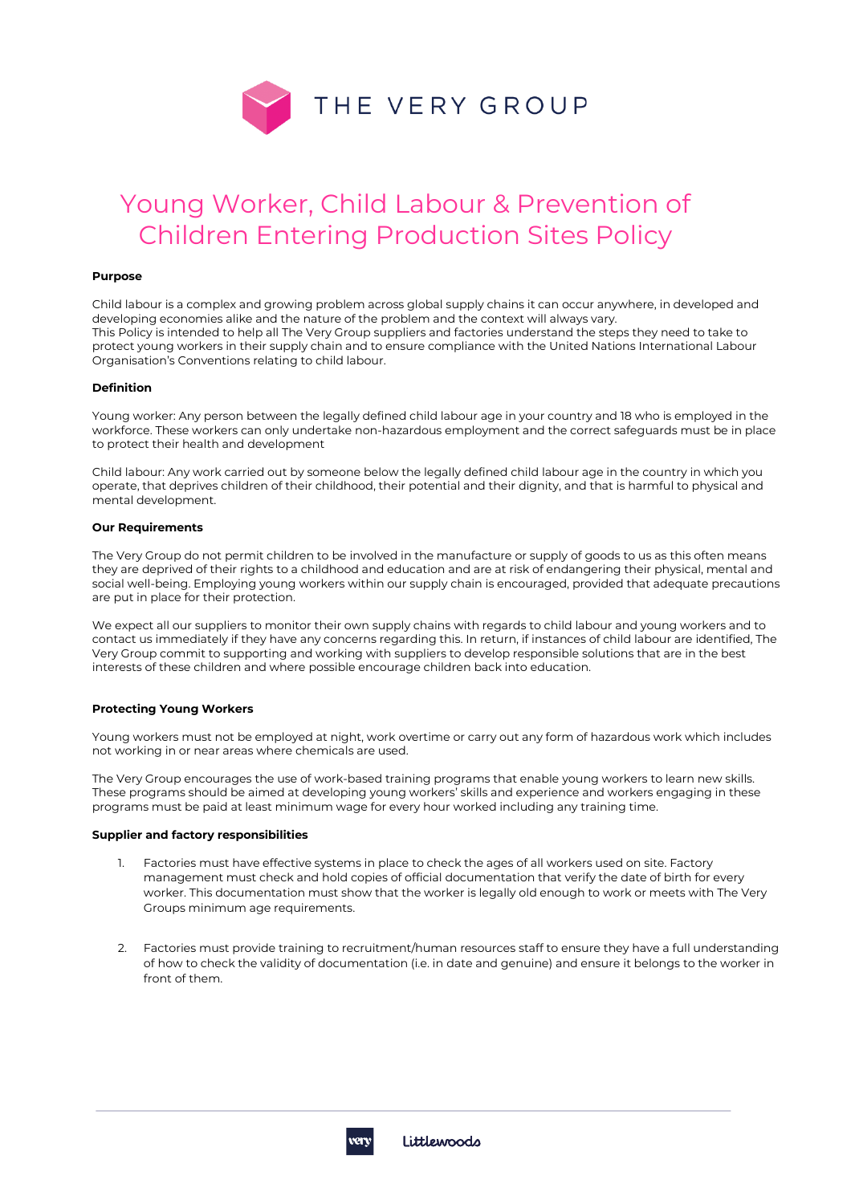THE VERY GROUP

# Young Worker, Child Labour & Prevention of Children Entering Production Sites Policy

**Purpose**

Child labour is a complex and growing problem across global supply chains it can occur anywhere, in developed and developing economies alike and the nature of the problem and the context will always vary.
This Policy is intended to help all The Very Group suppliers and factories understand the steps they need to take to protect young workers in their supply chain and to ensure compliance with the United Nations International Labour Organisation's Conventions relating to child labour.

**Definition**

Young worker: Any person between the legally defined child labour age in your country and 18 who is employed in the workforce. These workers can only undertake non-hazardous employment and the correct safeguards must be in place to protect their health and development

Child labour: Any work carried out by someone below the legally defined child labour age in the country in which you operate, that deprives children of their childhood, their potential and their dignity, and that is harmful to physical and mental development.

**Our Requirements**

The Very Group do not permit children to be involved in the manufacture or supply of goods to us as this often means they are deprived of their rights to a childhood and education and are at risk of endangering their physical, mental and social well-being. Employing young workers within our supply chain is encouraged, provided that adequate precautions are put in place for their protection.

We expect all our suppliers to monitor their own supply chains with regards to child labour and young workers and to contact us immediately if they have any concerns regarding this. In return, if instances of child labour are identified, The Very Group commit to supporting and working with suppliers to develop responsible solutions that are in the best interests of these children and where possible encourage children back into education.

**Protecting Young Workers**

Young workers must not be employed at night, work overtime or carry out any form of hazardous work which includes not working in or near areas where chemicals are used.

The Very Group encourages the use of work-based training programs that enable young workers to learn new skills. These programs should be aimed at developing young workers' skills and experience and workers engaging in these programs must be paid at least minimum wage for every hour worked including any training time.

**Supplier and factory responsibilities**

1. Factories must have effective systems in place to check the ages of all workers used on site. Factory management must check and hold copies of official documentation that verify the date of birth for every worker. This documentation must show that the worker is legally old enough to work or meets with The Very Groups minimum age requirements.

2. Factories must provide training to recruitment/human resources staff to ensure they have a full understanding of how to check the validity of documentation (i.e. in date and genuine) and ensure it belongs to the worker in front of them.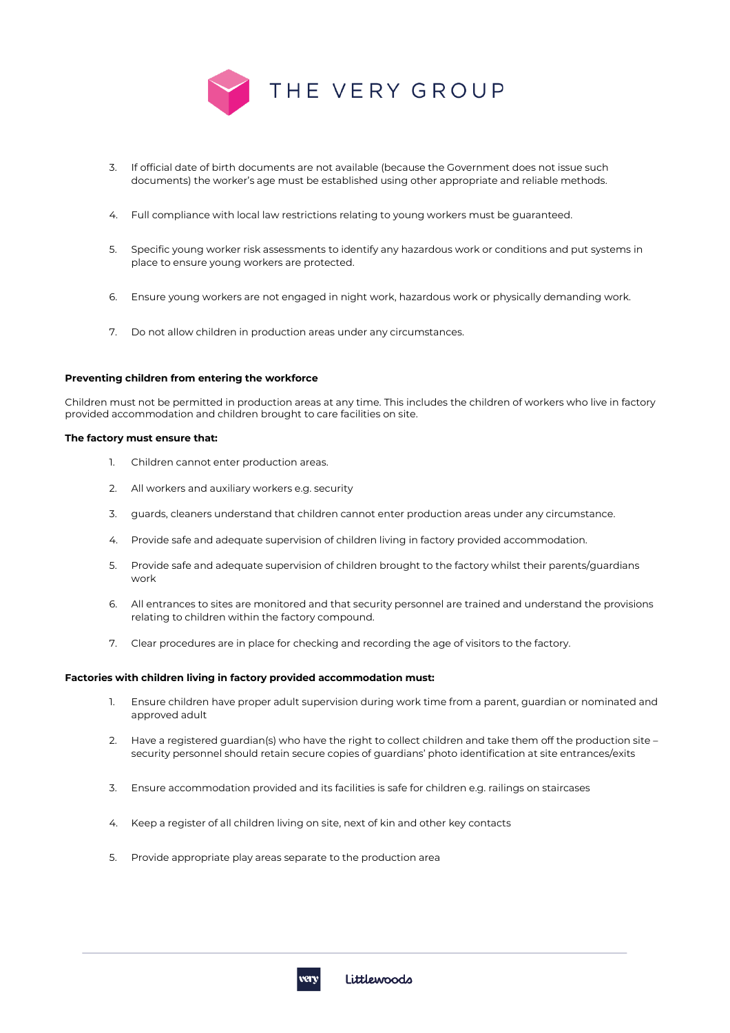3. If official date of birth documents are not available (because the Government does not issue such documents) the worker's age must be established using other appropriate and reliable methods.

4. Full compliance with local law restrictions relating to young workers must be guaranteed.

5. Specific young worker risk assessments to identify any hazardous work or conditions and put systems in place to ensure young workers are protected.

6. Ensure young workers are not engaged in night work, hazardous work or physically demanding work.

7. Do not allow children in production areas under any circumstances.

**Preventing children from entering the workforce**

Children must not be permitted in production areas at any time. This includes the children of workers who live in factory provided accommodation and children brought to care facilities on site.

**The factory must ensure that:**

1. Children cannot enter production areas.
2. All workers and auxiliary workers e.g. security
3. guards, cleaners understand that children cannot enter production areas under any circumstance.
4. Provide safe and adequate supervision of children living in factory provided accommodation.
5. Provide safe and adequate supervision of children brought to the factory whilst their parents/guardians work
6. All entrances to sites are monitored and that security personnel are trained and understand the provisions relating to children within the factory compound.
7. Clear procedures are in place for checking and recording the age of visitors to the factory.

**Factories with children living in factory provided accommodation must:**

1. Ensure children have proper adult supervision during work time from a parent, guardian or nominated and approved adult
2. Have a registered guardian(s) who have the right to collect children and take them off the production site – security personnel should retain secure copies of guardians' photo identification at site entrances/exits
3. Ensure accommodation provided and its facilities is safe for children e.g. railings on staircases
4. Keep a register of all children living on site, next of kin and other key contacts
5. Provide appropriate play areas separate to the production area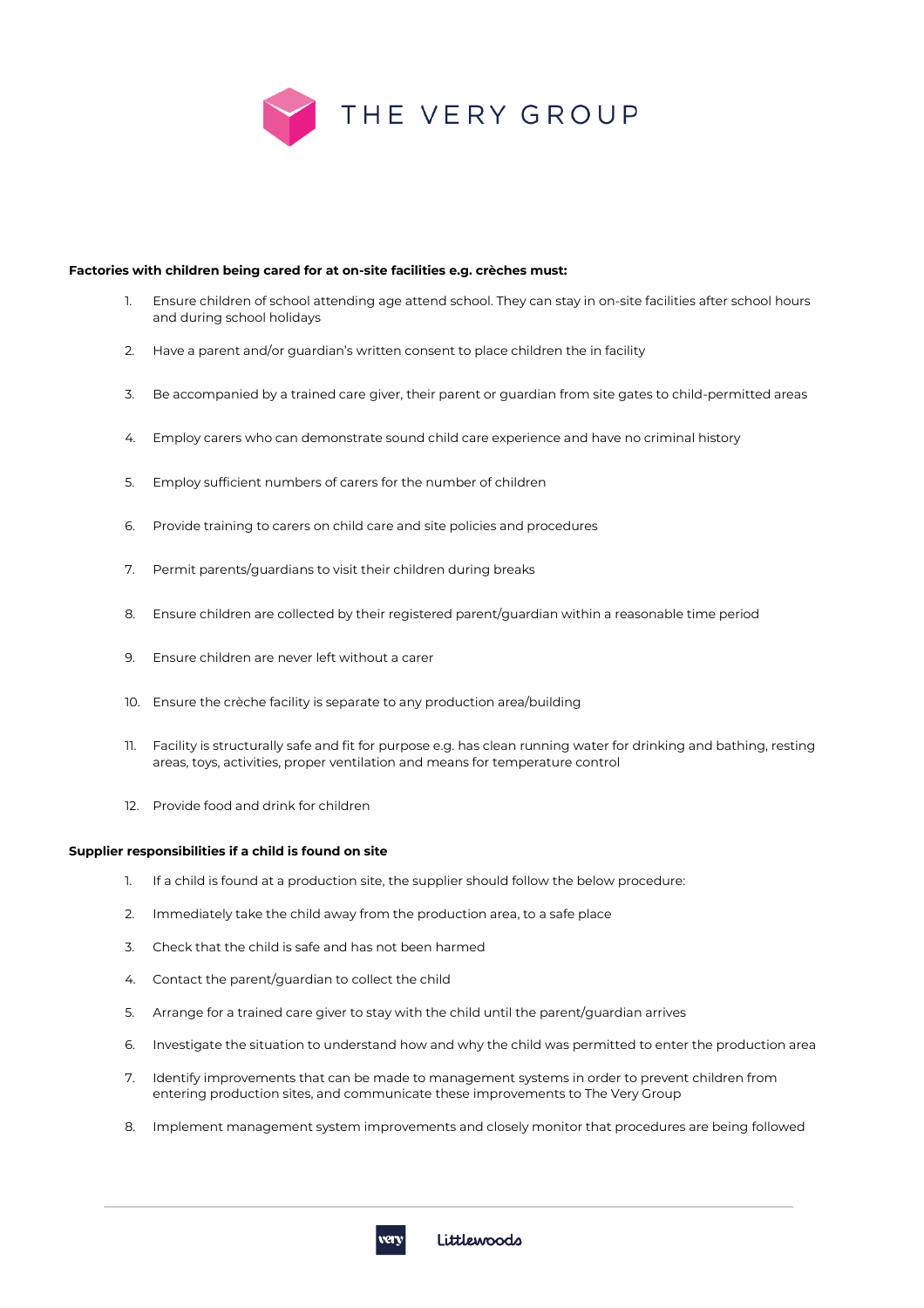**Factories with children being cared for at on-site facilities e.g. crèches must:**

1. Ensure children of school attending age attend school. They can stay in on-site facilities after school hours and during school holidays
2. Have a parent and/or guardian's written consent to place children the in facility
3. Be accompanied by a trained care giver, their parent or guardian from site gates to child-permitted areas
4. Employ carers who can demonstrate sound child care experience and have no criminal history
5. Employ sufficient numbers of carers for the number of children
6. Provide training to carers on child care and site policies and procedures
7. Permit parents/guardians to visit their children during breaks
8. Ensure children are collected by their registered parent/guardian within a reasonable time period
9. Ensure children are never left without a carer
10. Ensure the crèche facility is separate to any production area/building
11. Facility is structurally safe and fit for purpose e.g. has clean running water for drinking and bathing, resting areas, toys, activities, proper ventilation and means for temperature control
12. Provide food and drink for children

**Supplier responsibilities if a child is found on site**

1. If a child is found at a production site, the supplier should follow the below procedure:
2. Immediately take the child away from the production area, to a safe place
3. Check that the child is safe and has not been harmed
4. Contact the parent/guardian to collect the child
5. Arrange for a trained care giver to stay with the child until the parent/guardian arrives
6. Investigate the situation to understand how and why the child was permitted to enter the production area
7. Identify improvements that can be made to management systems in order to prevent children from entering production sites, and communicate these improvements to The Very Group
8. Implement management system improvements and closely monitor that procedures are being followed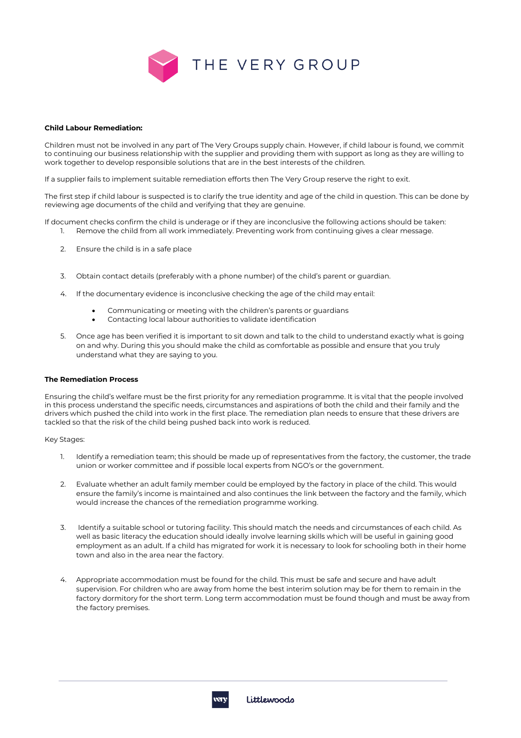**Child Labour Remediation:**

Children must not be involved in any part of The Very Groups supply chain. However, if child labour is found, we commit to continuing our business relationship with the supplier and providing them with support as long as they are willing to work together to develop responsible solutions that are in the best interests of the children.

If a supplier fails to implement suitable remediation efforts then The Very Group reserve the right to exit.

The first step if child labour is suspected is to clarify the true identity and age of the child in question. This can be done by reviewing age documents of the child and verifying that they are genuine.

If document checks confirm the child is underage or if they are inconclusive the following actions should be taken:

1. Remove the child from all work immediately. Preventing work from continuing gives a clear message.
2. Ensure the child is in a safe place
3. Obtain contact details (preferably with a phone number) of the child's parent or guardian.
4. If the documentary evidence is inconclusive checking the age of the child may entail:
   - Communicating or meeting with the children's parents or guardians
   - Contacting local labour authorities to validate identification
5. Once age has been verified it is important to sit down and talk to the child to understand exactly what is going on and why. During this you should make the child as comfortable as possible and ensure that you truly understand what they are saying to you.

**The Remediation Process**

Ensuring the child's welfare must be the first priority for any remediation programme. It is vital that the people involved in this process understand the specific needs, circumstances and aspirations of both the child and their family and the drivers which pushed the child into work in the first place. The remediation plan needs to ensure that these drivers are tackled so that the risk of the child being pushed back into work is reduced.

Key Stages:

1. Identify a remediation team; this should be made up of representatives from the factory, the customer, the trade union or worker committee and if possible local experts from NGO's or the government.
2. Evaluate whether an adult family member could be employed by the factory in place of the child. This would ensure the family's income is maintained and also continues the link between the factory and the family, which would increase the chances of the remediation programme working.
3. Identify a suitable school or tutoring facility. This should match the needs and circumstances of each child. As well as basic literacy the education should ideally involve learning skills which will be useful in gaining good employment as an adult. If a child has migrated for work it is necessary to look for schooling both in their home town and also in the area near the factory.
4. Appropriate accommodation must be found for the child. This must be safe and secure and have adult supervision. For children who are away from home the best interim solution may be for them to remain in the factory dormitory for the short term. Long term accommodation must be found though and must be away from the factory premises.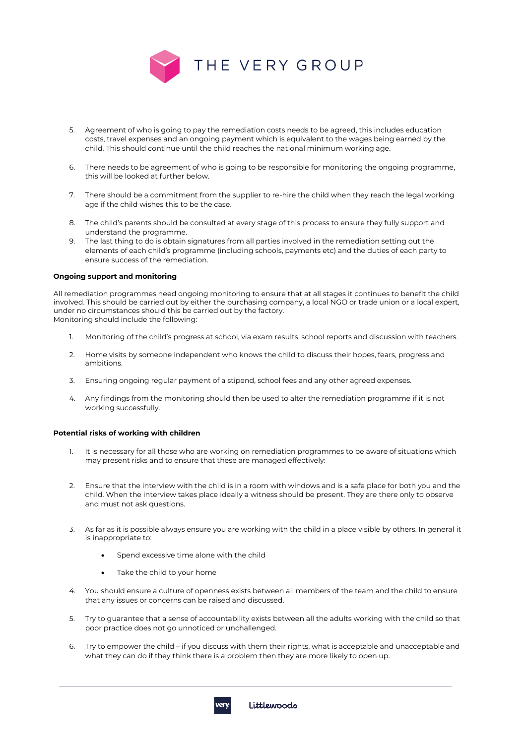5. Agreement of who is going to pay the remediation costs needs to be agreed, this includes education costs, travel expenses and an ongoing payment which is equivalent to the wages being earned by the child. This should continue until the child reaches the national minimum working age.

6. There needs to be agreement of who is going to be responsible for monitoring the ongoing programme, this will be looked at further below.

7. There should be a commitment from the supplier to re-hire the child when they reach the legal working age if the child wishes this to be the case.

8. The child's parents should be consulted at every stage of this process to ensure they fully support and understand the programme.
9. The last thing to do is obtain signatures from all parties involved in the remediation setting out the elements of each child's programme (including schools, payments etc) and the duties of each party to ensure success of the remediation.

**Ongoing support and monitoring**

All remediation programmes need ongoing monitoring to ensure that at all stages it continues to benefit the child involved. This should be carried out by either the purchasing company, a local NGO or trade union or a local expert, under no circumstances should this be carried out by the factory.
Monitoring should include the following:

1. Monitoring of the child's progress at school, via exam results, school reports and discussion with teachers.

2. Home visits by someone independent who knows the child to discuss their hopes, fears, progress and ambitions.

3. Ensuring ongoing regular payment of a stipend, school fees and any other agreed expenses.

4. Any findings from the monitoring should then be used to alter the remediation programme if it is not working successfully.

**Potential risks of working with children**

1. It is necessary for all those who are working on remediation programmes to be aware of situations which may present risks and to ensure that these are managed effectively:

2. Ensure that the interview with the child is in a room with windows and is a safe place for both you and the child. When the interview takes place ideally a witness should be present. They are there only to observe and must not ask questions.

3. As far as it is possible always ensure you are working with the child in a place visible by others. In general it is inappropriate to:

    - Spend excessive time alone with the child

    - Take the child to your home

4. You should ensure a culture of openness exists between all members of the team and the child to ensure that any issues or concerns can be raised and discussed.

5. Try to guarantee that a sense of accountability exists between all the adults working with the child so that poor practice does not go unnoticed or unchallenged.

6. Try to empower the child – if you discuss with them their rights, what is acceptable and unacceptable and what they can do if they think there is a problem then they are more likely to open up.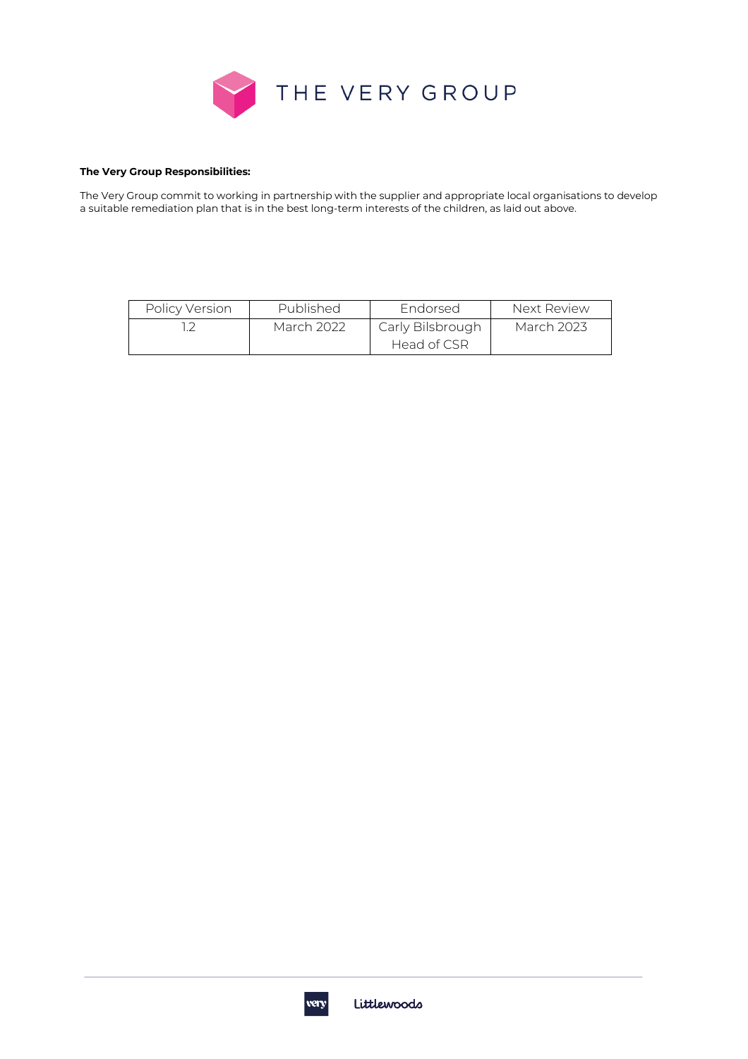**The Very Group Responsibilities:**

The Very Group commit to working in partnership with the supplier and appropriate local organisations to develop a suitable remediation plan that is in the best long-term interests of the children, as laid out above.

| Policy Version | Published | Endorsed | Next Review |
| --- | --- | --- | --- |
| 1.2 | March 2022 | Carly Bilsbrough<br>Head of CSR | March 2023 |